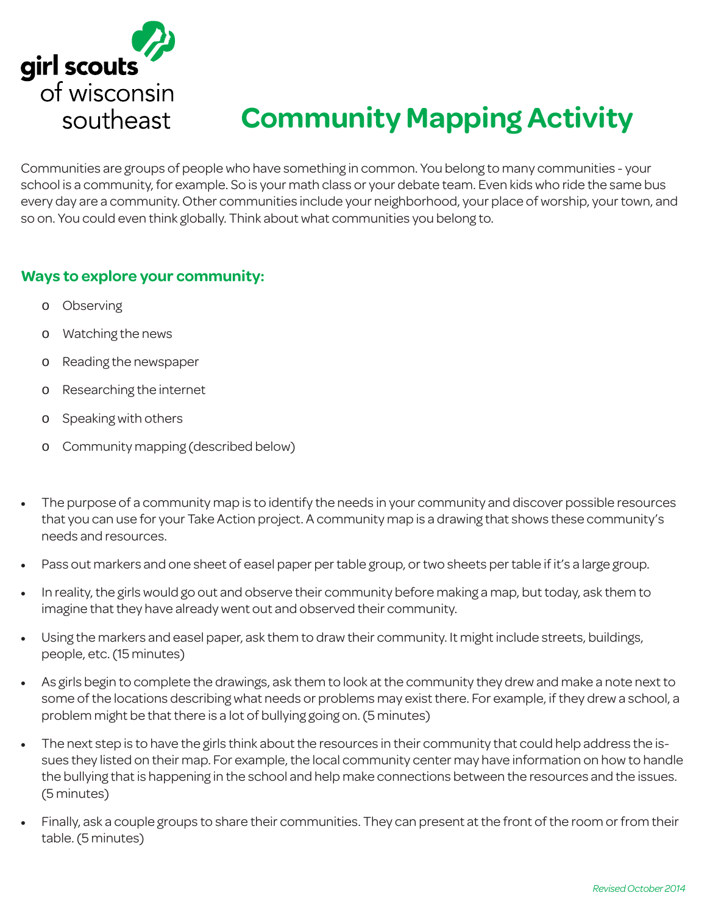girl scouts of wisconsin southeast

# Community Mapping Activity

Communities are groups of people who have something in common. You belong to many communities - your school is a community, for example. So is your math class or your debate team. Even kids who ride the same bus every day are a community. Other communities include your neighborhood, your place of worship, your town, and so on. You could even think globally. Think about what communities you belong to.

## Ways to explore your community:

- Observing
- Watching the news
- Reading the newspaper
- Researching the internet
- Speaking with others
- Community mapping (described below)

- The purpose of a community map is to identify the needs in your community and discover possible resources that you can use for your Take Action project. A community map is a drawing that shows these community's needs and resources.
- Pass out markers and one sheet of easel paper per table group, or two sheets per table if it's a large group.
- In reality, the girls would go out and observe their community before making a map, but today, ask them to imagine that they have already went out and observed their community.
- Using the markers and easel paper, ask them to draw their community. It might include streets, buildings, people, etc. (15 minutes)
- As girls begin to complete the drawings, ask them to look at the community they drew and make a note next to some of the locations describing what needs or problems may exist there. For example, if they drew a school, a problem might be that there is a lot of bullying going on. (5 minutes)
- The next step is to have the girls think about the resources in their community that could help address the issues they listed on their map. For example, the local community center may have information on how to handle the bullying that is happening in the school and help make connections between the resources and the issues. (5 minutes)
- Finally, ask a couple groups to share their communities. They can present at the front of the room or from their table. (5 minutes)

*Revised October 2014*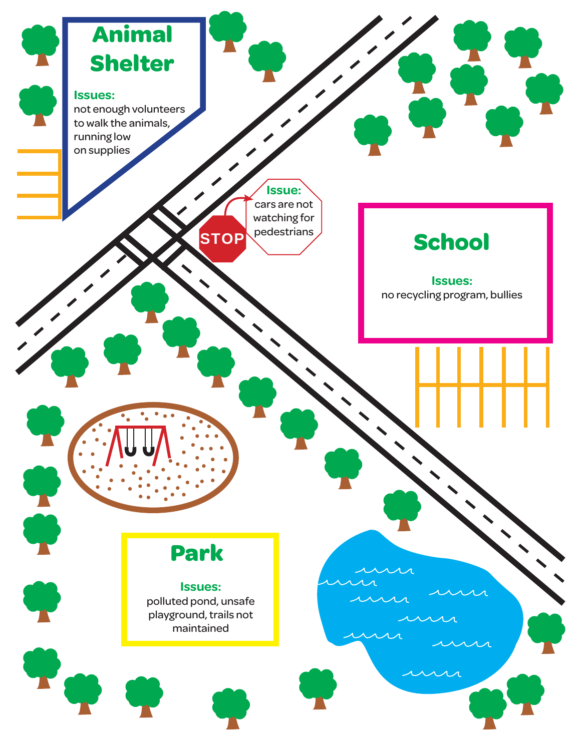## Animal Shelter

**Issues:**
not enough volunteers to walk the animals, running low on supplies

STOP

**Issue:**
cars are not watching for pedestrians

## School

**Issues:**
no recycling program, bullies

## Park

**Issues:**
polluted pond, unsafe playground, trails not maintained